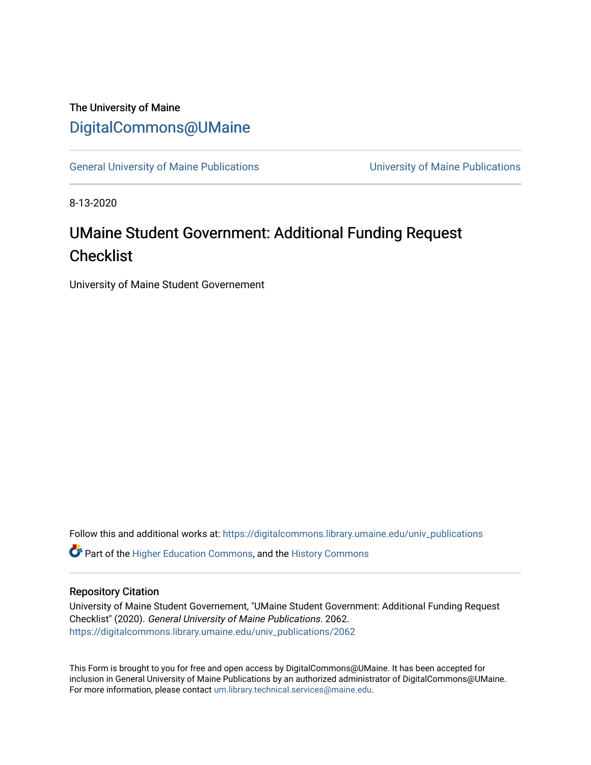The University of Maine

[DigitalCommons@UMaine](https://digitalcommons.library.umaine.edu/)

---

General University of Maine Publications | University of Maine Publications

---

8-13-2020

# UMaine Student Government: Additional Funding Request Checklist

University of Maine Student Governement

Follow this and additional works at: https://digitalcommons.library.umaine.edu/univ_publications

Part of the Higher Education Commons, and the History Commons

---

## Repository Citation

University of Maine Student Governement, "UMaine Student Government: Additional Funding Request Checklist" (2020). *General University of Maine Publications*. 2062.
https://digitalcommons.library.umaine.edu/univ_publications/2062

This Form is brought to you for free and open access by DigitalCommons@UMaine. It has been accepted for inclusion in General University of Maine Publications by an authorized administrator of DigitalCommons@UMaine. For more information, please contact um.library.technical.services@maine.edu.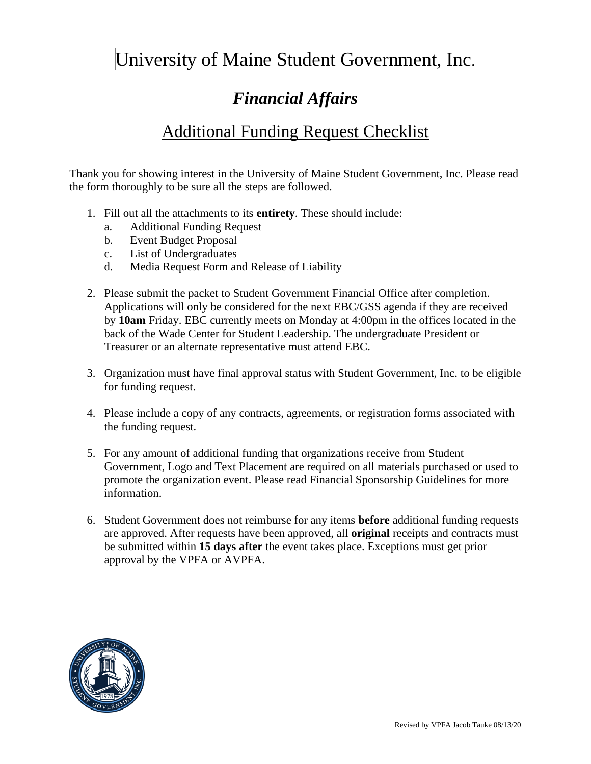# University of Maine Student Government, Inc.

## *Financial Affairs*

## Additional Funding Request Checklist

Thank you for showing interest in the University of Maine Student Government, Inc. Please read the form thoroughly to be sure all the steps are followed.

1. Fill out all the attachments to its **entirety**. These should include:
   a. Additional Funding Request
   b. Event Budget Proposal
   c. List of Undergraduates
   d. Media Request Form and Release of Liability

2. Please submit the packet to Student Government Financial Office after completion. Applications will only be considered for the next EBC/GSS agenda if they are received by **10am** Friday. EBC currently meets on Monday at 4:00pm in the offices located in the back of the Wade Center for Student Leadership. The undergraduate President or Treasurer or an alternate representative must attend EBC.

3. Organization must have final approval status with Student Government, Inc. to be eligible for funding request.

4. Please include a copy of any contracts, agreements, or registration forms associated with the funding request.

5. For any amount of additional funding that organizations receive from Student Government, Logo and Text Placement are required on all materials purchased or used to promote the organization event. Please read Financial Sponsorship Guidelines for more information.

6. Student Government does not reimburse for any items **before** additional funding requests are approved. After requests have been approved, all **original** receipts and contracts must be submitted within **15 days after** the event takes place. Exceptions must get prior approval by the VPFA or AVPFA.

Revised by VPFA Jacob Tauke 08/13/20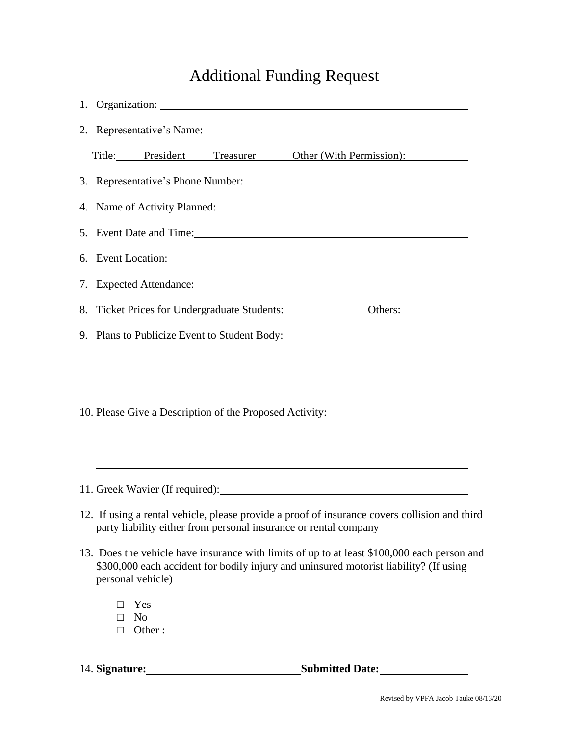# Additional Funding Request

1. Organization: \_\_\_\_\_\_\_\_\_\_\_\_\_\_\_\_\_\_\_\_\_\_\_\_\_\_\_\_\_\_\_\_\_\_\_\_\_\_\_\_
2. Representative's Name: \_\_\_\_\_\_\_\_\_\_\_\_\_\_\_\_\_\_\_\_\_\_\_\_\_\_\_\_\_\_\_\_\_\_\_\_

   Title: President Treasurer Other (With Permission):

3. Representative's Phone Number: \_\_\_\_\_\_\_\_\_\_\_\_\_\_\_\_\_\_\_\_\_\_\_\_\_\_\_\_\_\_
4. Name of Activity Planned: \_\_\_\_\_\_\_\_\_\_\_\_\_\_\_\_\_\_\_\_\_\_\_\_\_\_\_\_\_\_\_\_\_\_
5. Event Date and Time: \_\_\_\_\_\_\_\_\_\_\_\_\_\_\_\_\_\_\_\_\_\_\_\_\_\_\_\_\_\_\_\_\_\_\_\_\_\_
6. Event Location: \_\_\_\_\_\_\_\_\_\_\_\_\_\_\_\_\_\_\_\_\_\_\_\_\_\_\_\_\_\_\_\_\_\_\_\_\_\_\_\_\_
7. Expected Attendance: \_\_\_\_\_\_\_\_\_\_\_\_\_\_\_\_\_\_\_\_\_\_\_\_\_\_\_\_\_\_\_\_\_\_\_\_\_\_
8. Ticket Prices for Undergraduate Students: \_\_\_\_\_\_\_\_\_\_\_\_ Others: \_\_\_\_\_\_\_\_\_\_
9. Plans to Publicize Event to Student Body:

   \_\_\_\_\_\_\_\_\_\_\_\_\_\_\_\_\_\_\_\_\_\_\_\_\_\_\_\_\_\_\_\_\_\_\_\_\_\_\_\_\_\_\_\_\_\_\_\_\_\_\_\_\_\_\_\_\_\_

   \_\_\_\_\_\_\_\_\_\_\_\_\_\_\_\_\_\_\_\_\_\_\_\_\_\_\_\_\_\_\_\_\_\_\_\_\_\_\_\_\_\_\_\_\_\_\_\_\_\_\_\_\_\_\_\_\_\_

10. Please Give a Description of the Proposed Activity:

    \_\_\_\_\_\_\_\_\_\_\_\_\_\_\_\_\_\_\_\_\_\_\_\_\_\_\_\_\_\_\_\_\_\_\_\_\_\_\_\_\_\_\_\_\_\_\_\_\_\_\_\_\_\_\_\_\_\_

    \_\_\_\_\_\_\_\_\_\_\_\_\_\_\_\_\_\_\_\_\_\_\_\_\_\_\_\_\_\_\_\_\_\_\_\_\_\_\_\_\_\_\_\_\_\_\_\_\_\_\_\_\_\_\_\_\_\_

11. Greek Wavier (If required): \_\_\_\_\_\_\_\_\_\_\_\_\_\_\_\_\_\_\_\_\_\_\_\_\_\_\_\_\_\_\_\_\_\_\_
12. If using a rental vehicle, please provide a proof of insurance covers collision and third party liability either from personal insurance or rental company
13. Does the vehicle have insurance with limits of up to at least $100,000 each person and $300,000 each accident for bodily injury and uninsured motorist liability? (If using personal vehicle)

    - □ Yes
    - □ No
    - □ Other : \_\_\_\_\_\_\_\_\_\_\_\_\_\_\_\_\_\_\_\_\_\_\_\_\_\_\_\_\_\_\_\_\_\_\_\_\_\_\_\_\_\_\_\_

14. **Signature:** \_\_\_\_\_\_\_\_\_\_\_\_\_\_\_\_\_\_\_\_\_\_\_\_ **Submitted Date:** \_\_\_\_\_\_\_\_\_\_\_\_\_\_

Revised by VPFA Jacob Tauke 08/13/20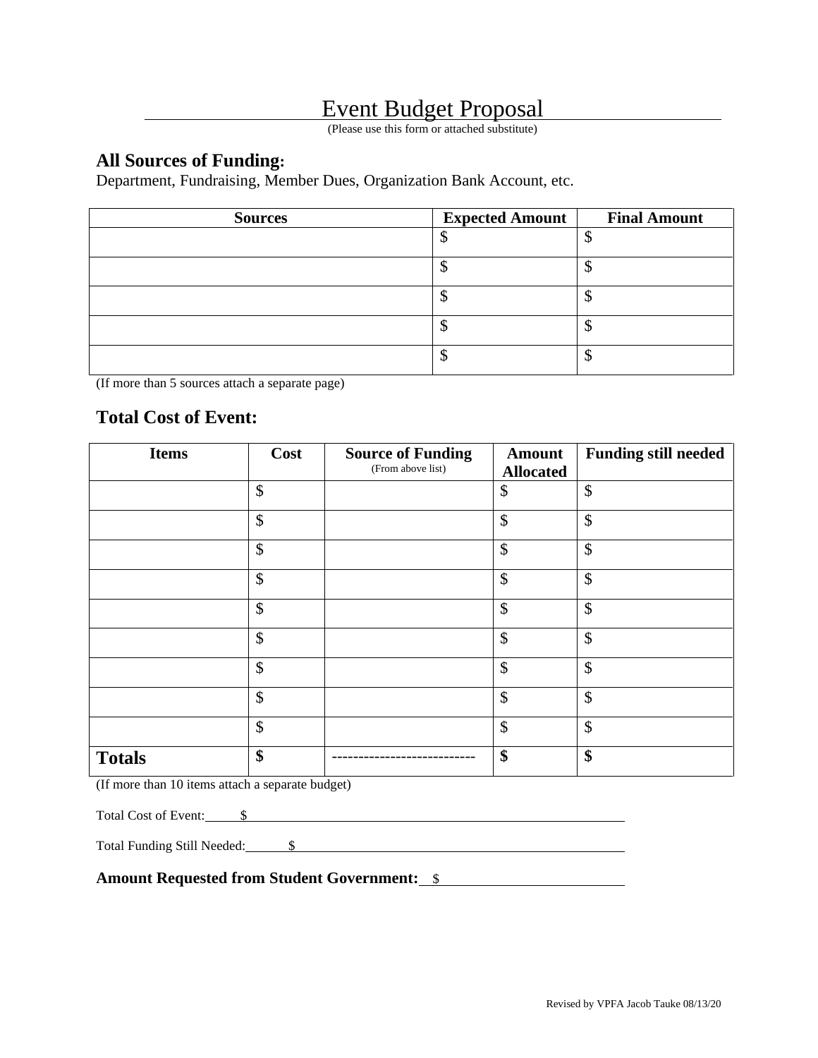# Event Budget Proposal

(Please use this form or attached substitute)

## All Sources of Funding:

Department, Fundraising, Member Dues, Organization Bank Account, etc.

| Sources | Expected Amount | Final Amount |
|---|---|---|
| | $ | $ |
| | $ | $ |
| | $ | $ |
| | $ | $ |
| | $ | $ |

(If more than 5 sources attach a separate page)

## Total Cost of Event:

| Items | Cost | Source of Funding (From above list) | Amount Allocated | Funding still needed |
|---|---|---|---|---|
| | $ | | $ | $ |
| | $ | | $ | $ |
| | $ | | $ | $ |
| | $ | | $ | $ |
| | $ | | $ | $ |
| | $ | | $ | $ |
| | $ | | $ | $ |
| | $ | | $ | $ |
| | $ | | $ | $ |
| **Totals** | **$** | --------------------------- | **$** | **$** |

(If more than 10 items attach a separate budget)

Total Cost of Event: $ ______________________________

Total Funding Still Needed: $ ______________________________

**Amount Requested from Student Government:** $ ______________________________

Revised by VPFA Jacob Tauke 08/13/20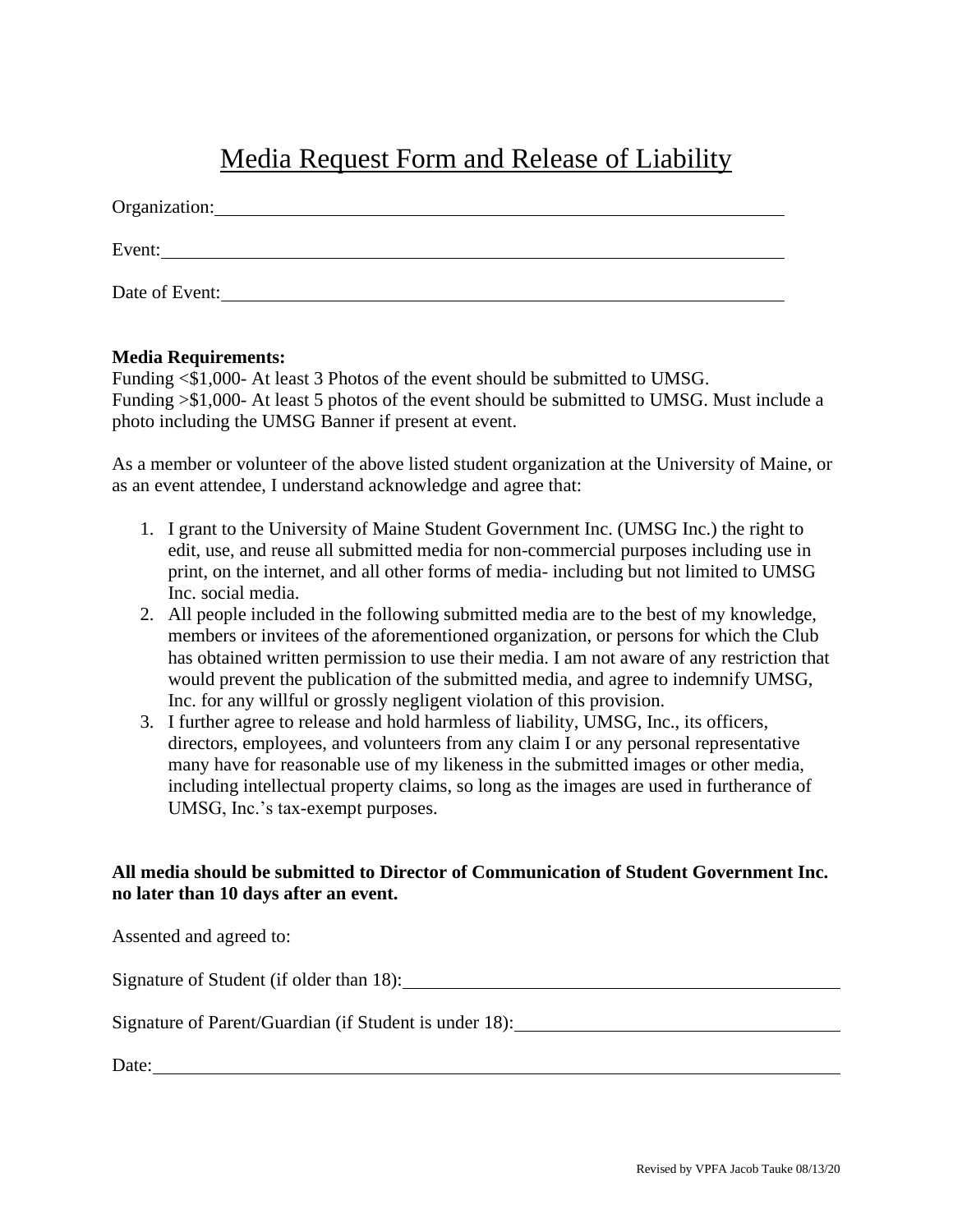# Media Request Form and Release of Liability

Organization: ______________________________________________

Event: ______________________________________________

Date of Event: ______________________________________________

**Media Requirements:**
Funding <$1,000- At least 3 Photos of the event should be submitted to UMSG.
Funding >$1,000- At least 5 photos of the event should be submitted to UMSG. Must include a photo including the UMSG Banner if present at event.

As a member or volunteer of the above listed student organization at the University of Maine, or as an event attendee, I understand acknowledge and agree that:

1. I grant to the University of Maine Student Government Inc. (UMSG Inc.) the right to edit, use, and reuse all submitted media for non-commercial purposes including use in print, on the internet, and all other forms of media- including but not limited to UMSG Inc. social media.
2. All people included in the following submitted media are to the best of my knowledge, members or invitees of the aforementioned organization, or persons for which the Club has obtained written permission to use their media. I am not aware of any restriction that would prevent the publication of the submitted media, and agree to indemnify UMSG, Inc. for any willful or grossly negligent violation of this provision.
3. I further agree to release and hold harmless of liability, UMSG, Inc., its officers, directors, employees, and volunteers from any claim I or any personal representative many have for reasonable use of my likeness in the submitted images or other media, including intellectual property claims, so long as the images are used in furtherance of UMSG, Inc.'s tax-exempt purposes.

**All media should be submitted to Director of Communication of Student Government Inc. no later than 10 days after an event.**

Assented and agreed to:

Signature of Student (if older than 18): ______________________________________________

Signature of Parent/Guardian (if Student is under 18): ______________________________________________

Date: ______________________________________________

Revised by VPFA Jacob Tauke 08/13/20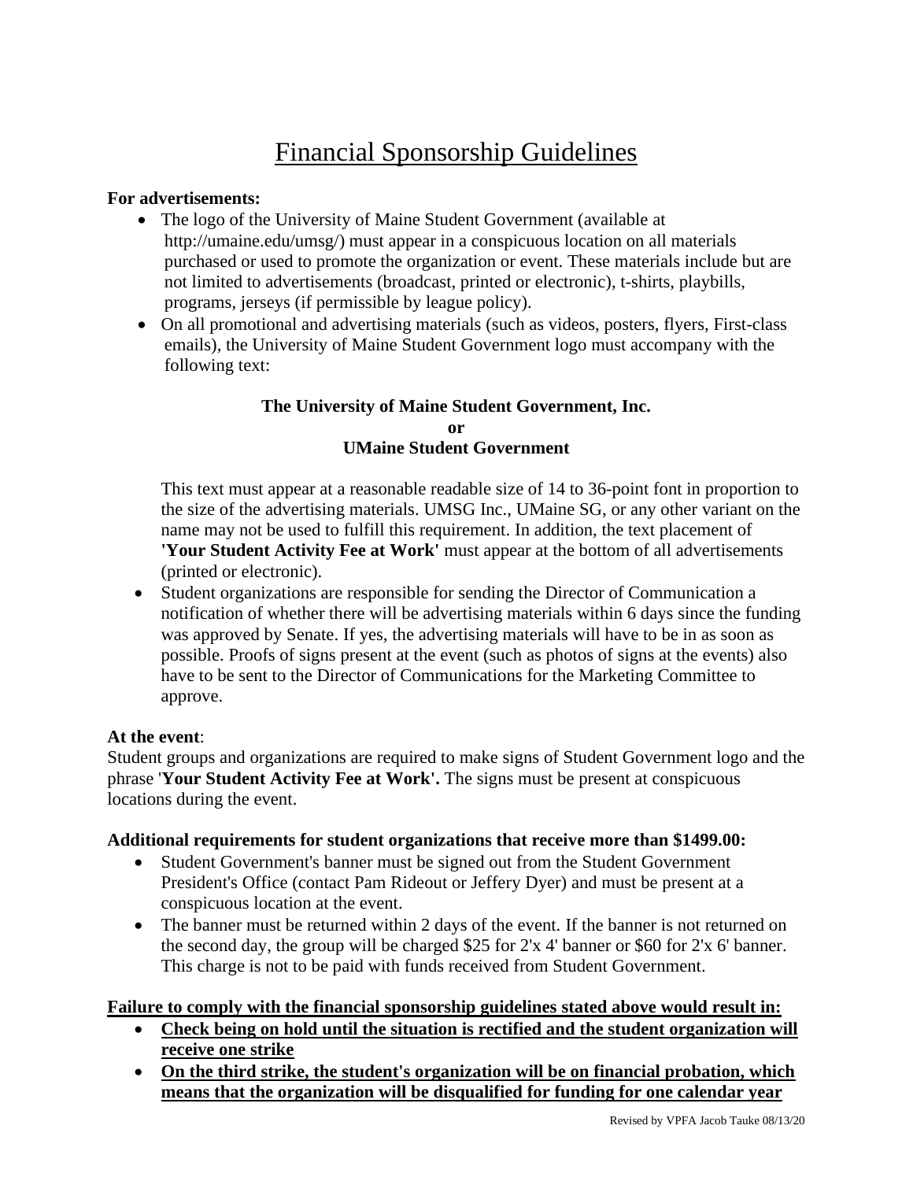// Financial Sponsorship Guidelines

**For advertisements:**

- The logo of the University of Maine Student Government (available at http://umaine.edu/umsg/) must appear in a conspicuous location on all materials purchased or used to promote the organization or event. These materials include but are not limited to advertisements (broadcast, printed or electronic), t-shirts, playbills, programs, jerseys (if permissible by league policy).
- On all promotional and advertising materials (such as videos, posters, flyers, First-class emails), the University of Maine Student Government logo must accompany with the following text:

  **The University of Maine Student Government, Inc.**
  **or**
  **UMaine Student Government**

  This text must appear at a reasonable readable size of 14 to 36-point font in proportion to the size of the advertising materials. UMSG Inc., UMaine SG, or any other variant on the name may not be used to fulfill this requirement. In addition, the text placement of **'Your Student Activity Fee at Work'** must appear at the bottom of all advertisements (printed or electronic).
- Student organizations are responsible for sending the Director of Communication a notification of whether there will be advertising materials within 6 days since the funding was approved by Senate. If yes, the advertising materials will have to be in as soon as possible. Proofs of signs present at the event (such as photos of signs at the events) also have to be sent to the Director of Communications for the Marketing Committee to approve.

**At the event**:
Student groups and organizations are required to make signs of Student Government logo and the phrase '**Your Student Activity Fee at Work'.** The signs must be present at conspicuous locations during the event.

**Additional requirements for student organizations that receive more than $1499.00:**

- Student Government's banner must be signed out from the Student Government President's Office (contact Pam Rideout or Jeffery Dyer) and must be present at a conspicuous location at the event.
- The banner must be returned within 2 days of the event. If the banner is not returned on the second day, the group will be charged $25 for 2'x 4' banner or $60 for 2'x 6' banner. This charge is not to be paid with funds received from Student Government.

**Failure to comply with the financial sponsorship guidelines stated above would result in:**

- **Check being on hold until the situation is rectified and the student organization will receive one strike**
- **On the third strike, the student's organization will be on financial probation, which means that the organization will be disqualified for funding for one calendar year**

Revised by VPFA Jacob Tauke 08/13/20